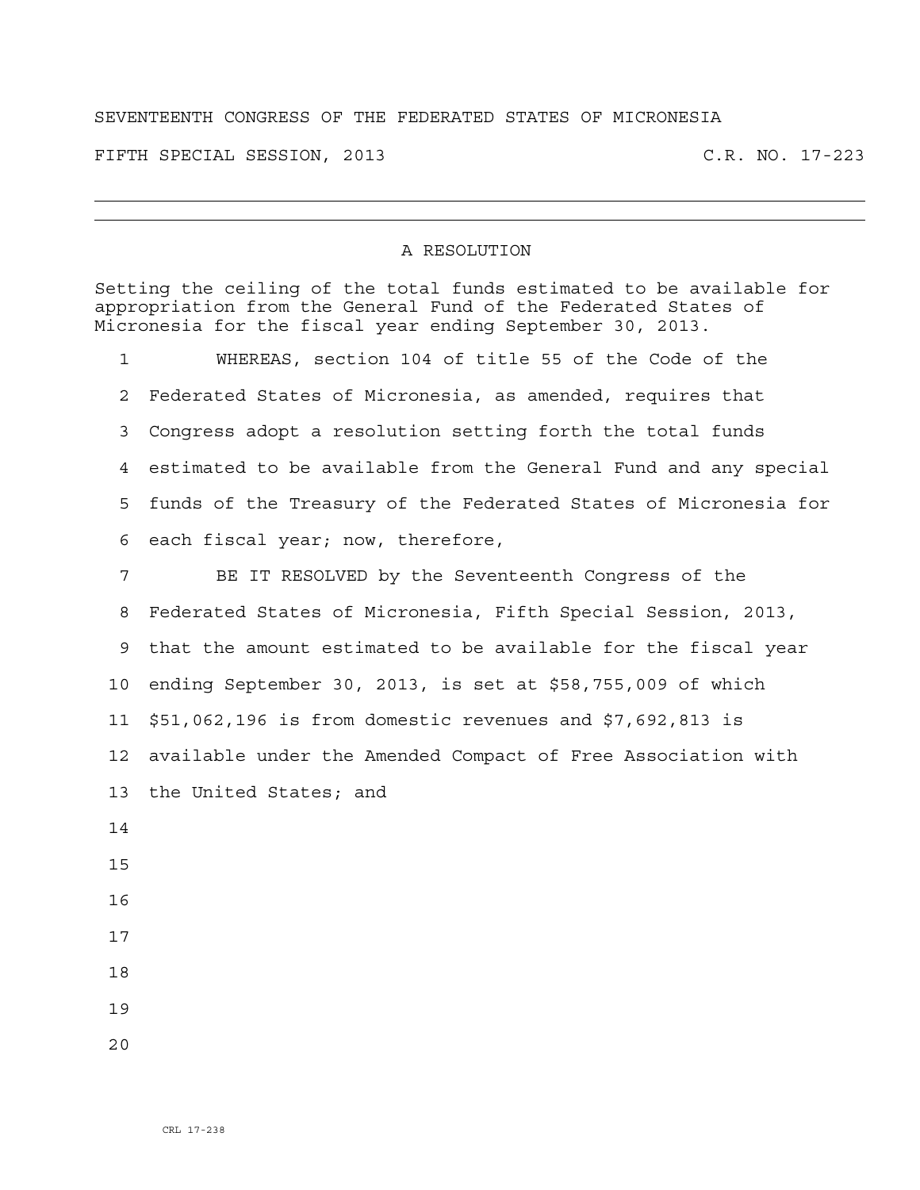SEVENTEENTH CONGRESS OF THE FEDERATED STATES OF MICRONESIA

FIFTH SPECIAL SESSION, 2013 C.R. NO. 17-223

---

## A RESOLUTION

Setting the ceiling of the total funds estimated to be available for appropriation from the General Fund of the Federated States of Micronesia for the fiscal year ending September 30, 2013.

WHEREAS, section 104 of title 55 of the Code of the Federated States of Micronesia, as amended, requires that Congress adopt a resolution setting forth the total funds estimated to be available from the General Fund and any special funds of the Treasury of the Federated States of Micronesia for each fiscal year; now, therefore,

BE IT RESOLVED by the Seventeenth Congress of the Federated States of Micronesia, Fifth Special Session, 2013, that the amount estimated to be available for the fiscal year ending September 30, 2013, is set at $58,755,009 of which $51,062,196 is from domestic revenues and $7,692,813 is available under the Amended Compact of Free Association with the United States; and

CRL 17-238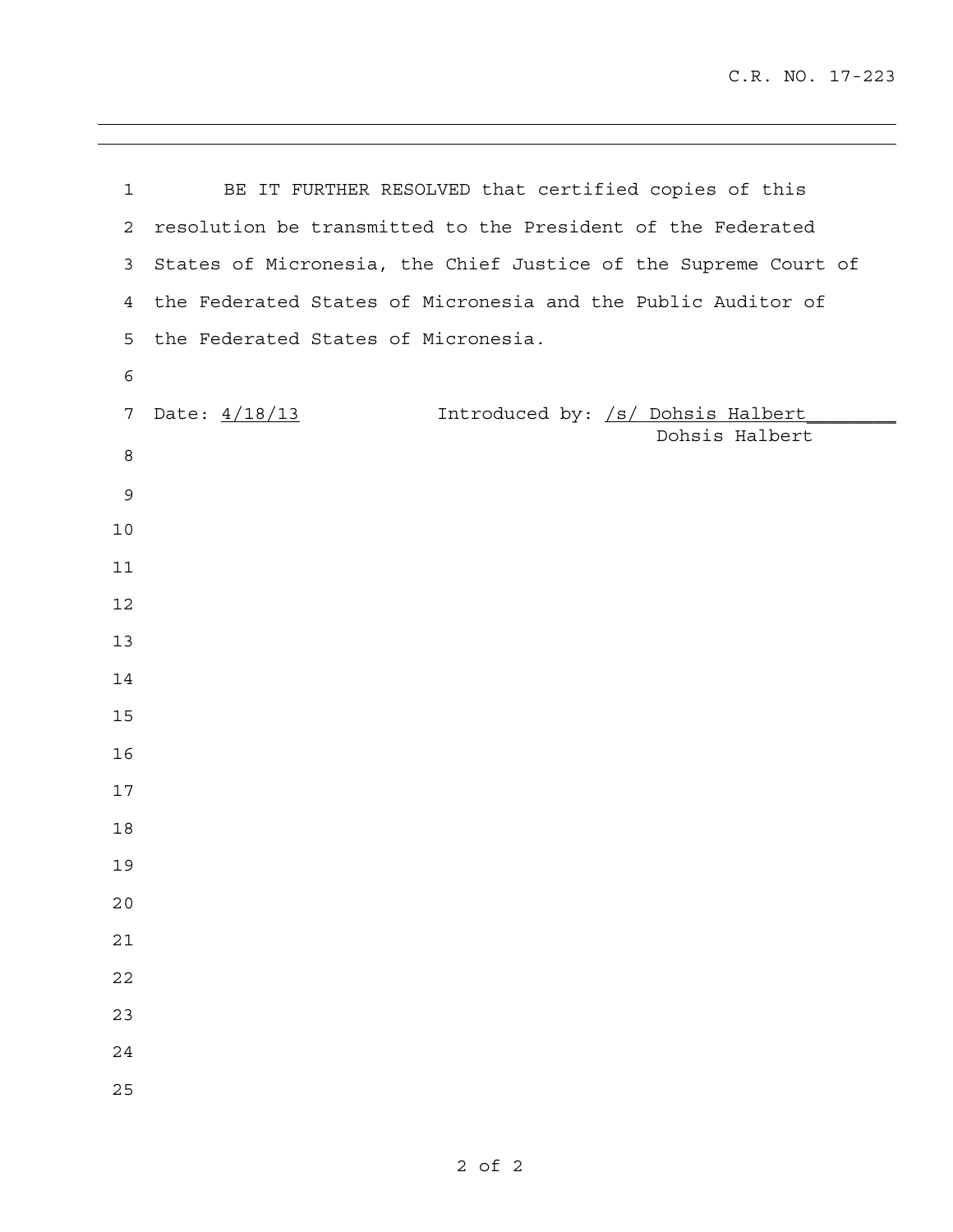BE IT FURTHER RESOLVED that certified copies of this resolution be transmitted to the President of the Federated States of Micronesia, the Chief Justice of the Supreme Court of the Federated States of Micronesia and the Public Auditor of the Federated States of Micronesia.

Date: 4/18/13 Introduced by: /s/ Dohsis Halbert
Dohsis Halbert